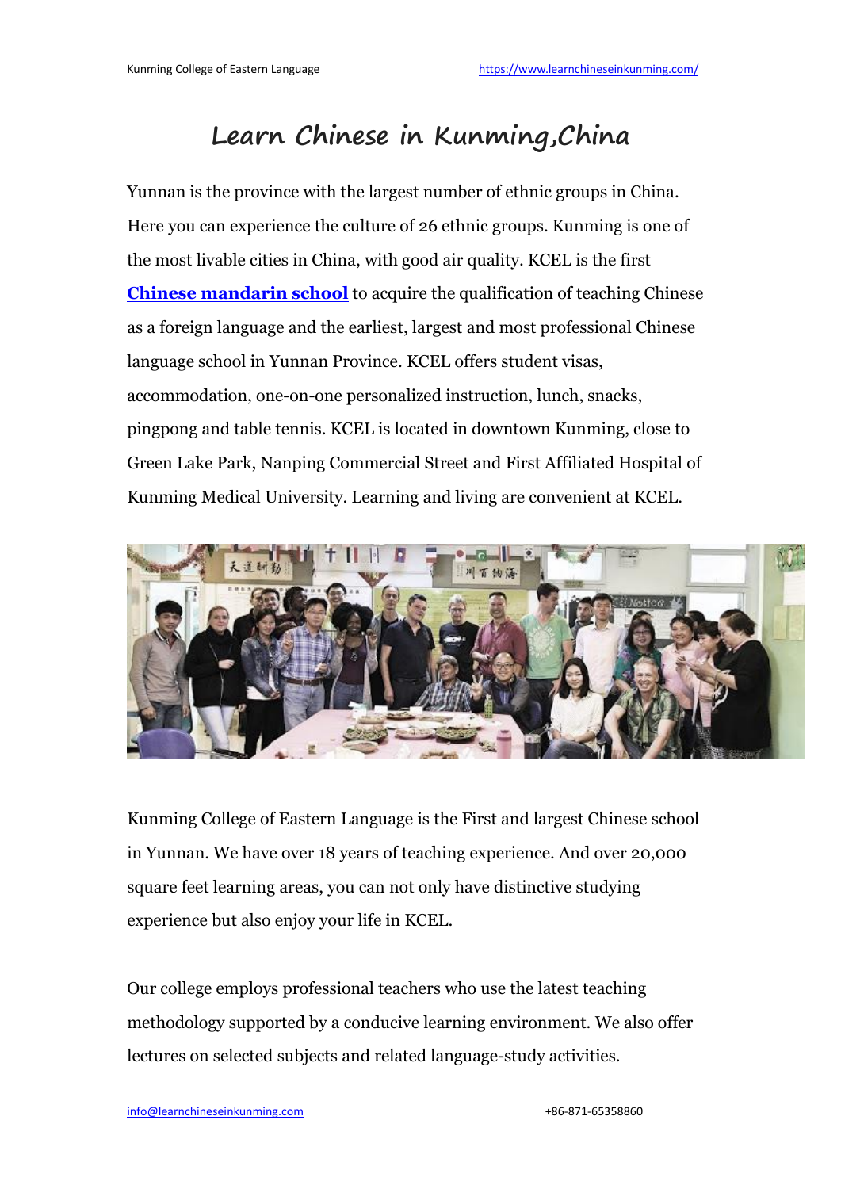# Learn Chinese in Kunming,China

Yunnan is the province with the largest number of ethnic groups in China. Here you can experience the culture of 26 ethnic groups. Kunming is one of the most livable cities in China, with good air quality. KCEL is the first **Chinese mandarin school** to acquire the qualification of teaching Chinese as a foreign language and the earliest, largest and most professional Chinese language school in Yunnan Province. KCEL offers student visas, accommodation, one-on-one personalized instruction, lunch, snacks, pingpong and table tennis. KCEL is located in downtown Kunming, close to Green Lake Park, Nanping Commercial Street and First Affiliated Hospital of Kunming Medical University. Learning and living are convenient at KCEL.

Kunming College of Eastern Language is the First and largest Chinese school in Yunnan. We have over 18 years of teaching experience. And over 20,000 square feet learning areas, you can not only have distinctive studying experience but also enjoy your life in KCEL.

Our college employs professional teachers who use the latest teaching methodology supported by a conducive learning environment. We also offer lectures on selected subjects and related language-study activities.

info@learnchineseinkunming.com +86-871-65358860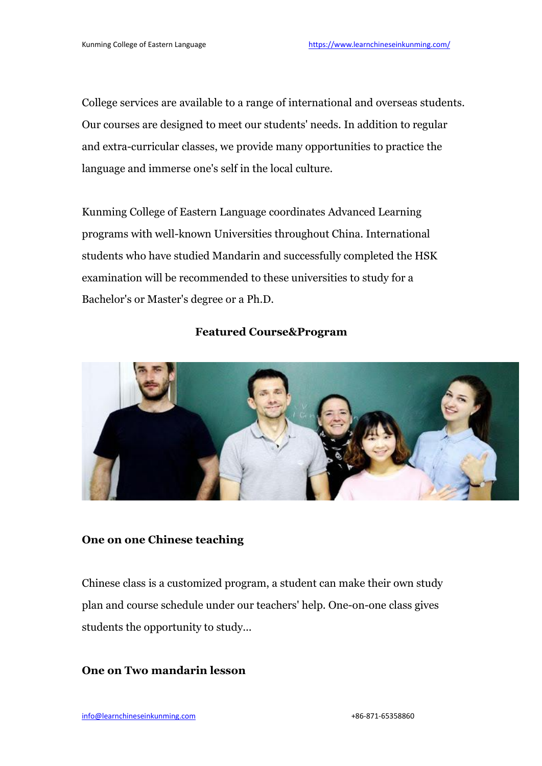College services are available to a range of international and overseas students. Our courses are designed to meet our students' needs. In addition to regular and extra-curricular classes, we provide many opportunities to practice the language and immerse one's self in the local culture.

Kunming College of Eastern Language coordinates Advanced Learning programs with well-known Universities throughout China. International students who have studied Mandarin and successfully completed the HSK examination will be recommended to these universities to study for a Bachelor's or Master's degree or a Ph.D.

**Featured Course&Program**

## One on one Chinese teaching

Chinese class is a customized program, a student can make their own study plan and course schedule under our teachers' help. One-on-one class gives students the opportunity to study...

## One on Two mandarin lesson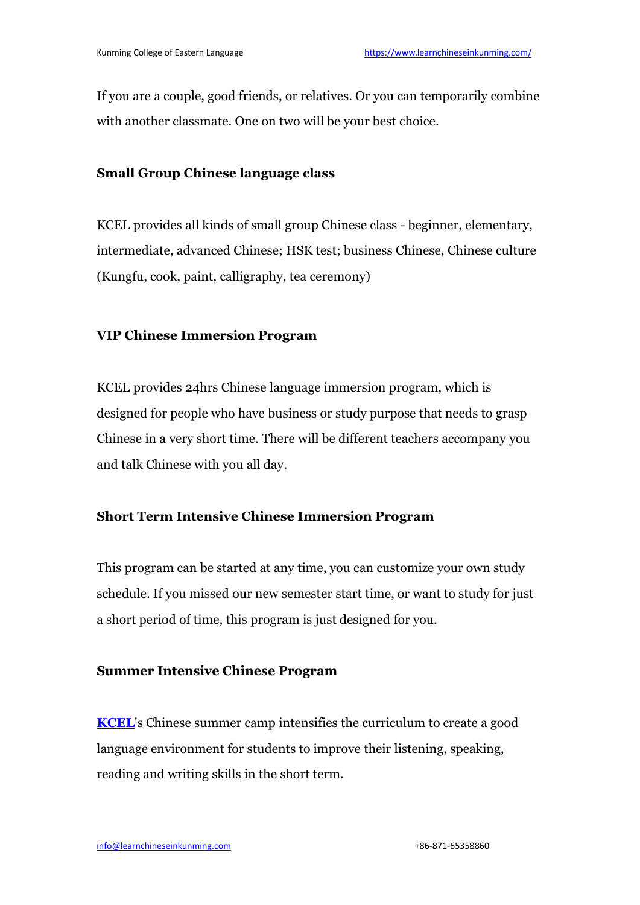If you are a couple, good friends, or relatives. Or you can temporarily combine with another classmate. One on two will be your best choice.

### Small Group Chinese language class

KCEL provides all kinds of small group Chinese class - beginner, elementary, intermediate, advanced Chinese; HSK test; business Chinese, Chinese culture (Kungfu, cook, paint, calligraphy, tea ceremony)

### VIP Chinese Immersion Program

KCEL provides 24hrs Chinese language immersion program, which is designed for people who have business or study purpose that needs to grasp Chinese in a very short time. There will be different teachers accompany you and talk Chinese with you all day.

### Short Term Intensive Chinese Immersion Program

This program can be started at any time, you can customize your own study schedule. If you missed our new semester start time, or want to study for just a short period of time, this program is just designed for you.

### Summer Intensive Chinese Program

**KCEL**'s Chinese summer camp intensifies the curriculum to create a good language environment for students to improve their listening, speaking, reading and writing skills in the short term.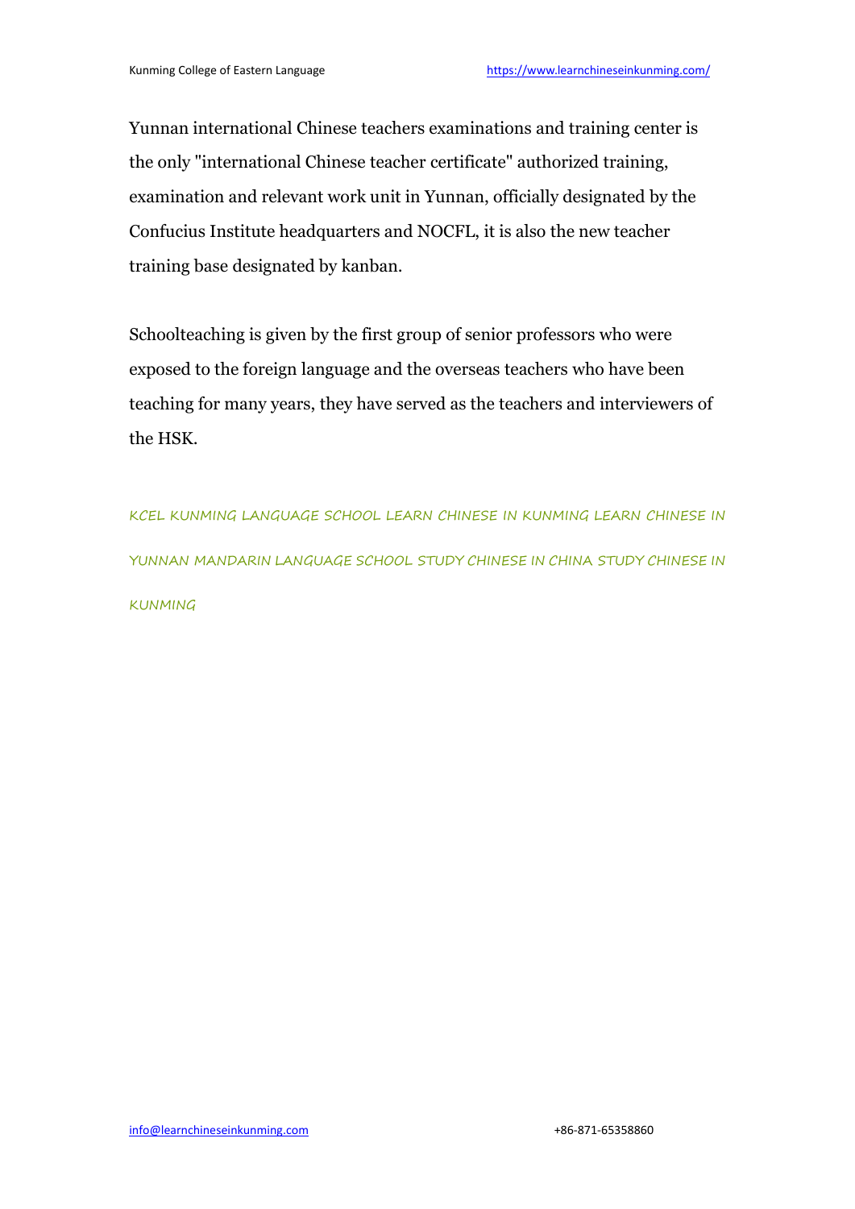Yunnan international Chinese teachers examinations and training center is the only "international Chinese teacher certificate" authorized training, examination and relevant work unit in Yunnan, officially designated by the Confucius Institute headquarters and NOCFL, it is also the new teacher training base designated by kanban.

Schoolteaching is given by the first group of senior professors who were exposed to the foreign language and the overseas teachers who have been teaching for many years, they have served as the teachers and interviewers of the HSK.

KCEL KUNMING LANGUAGE SCHOOL LEARN CHINESE IN KUNMING LEARN CHINESE IN YUNNAN MANDARIN LANGUAGE SCHOOL STUDY CHINESE IN CHINA STUDY CHINESE IN KUNMING